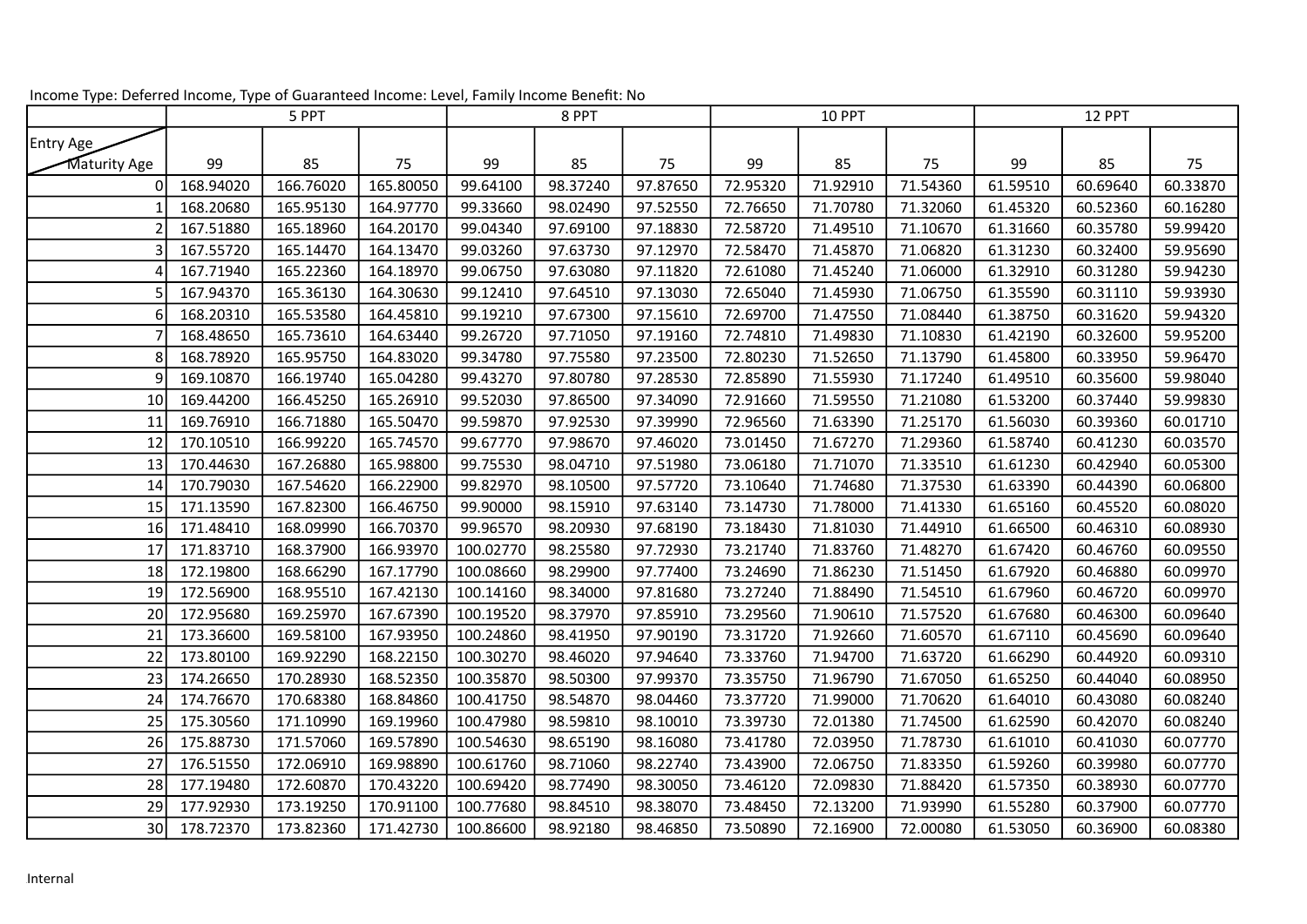Income Type: Deferred Income, Type of Guaranteed Income: Level, Family Income Benefit: No

| Entry Age / Maturity Age | 5 PPT | | | 8 PPT | | | 10 PPT | | | 12 PPT | | |
|---|---|---|---|---|---|---|---|---|---|---|---|---|
| | 99 | 85 | 75 | 99 | 85 | 75 | 99 | 85 | 75 | 99 | 85 | 75 |
| 0 | 168.94020 | 166.76020 | 165.80050 | 99.64100 | 98.37240 | 97.87650 | 72.95320 | 71.92910 | 71.54360 | 61.59510 | 60.69640 | 60.33870 |
| 1 | 168.20680 | 165.95130 | 164.97770 | 99.33660 | 98.02490 | 97.52550 | 72.76650 | 71.70780 | 71.32060 | 61.45320 | 60.52360 | 60.16280 |
| 2 | 167.51880 | 165.18960 | 164.20170 | 99.04340 | 97.69100 | 97.18830 | 72.58720 | 71.49510 | 71.10670 | 61.31660 | 60.35780 | 59.99420 |
| 3 | 167.55720 | 165.14470 | 164.13470 | 99.03260 | 97.63730 | 97.12970 | 72.58470 | 71.45870 | 71.06820 | 61.31230 | 60.32400 | 59.95690 |
| 4 | 167.71940 | 165.22360 | 164.18970 | 99.06750 | 97.63080 | 97.11820 | 72.61080 | 71.45240 | 71.06000 | 61.32910 | 60.31280 | 59.94230 |
| 5 | 167.94370 | 165.36130 | 164.30630 | 99.12410 | 97.64510 | 97.13030 | 72.65040 | 71.45930 | 71.06750 | 61.35590 | 60.31110 | 59.93930 |
| 6 | 168.20310 | 165.53580 | 164.45810 | 99.19210 | 97.67300 | 97.15610 | 72.69700 | 71.47550 | 71.08440 | 61.38750 | 60.31620 | 59.94320 |
| 7 | 168.48650 | 165.73610 | 164.63440 | 99.26720 | 97.71050 | 97.19160 | 72.74810 | 71.49830 | 71.10830 | 61.42190 | 60.32600 | 59.95200 |
| 8 | 168.78920 | 165.95750 | 164.83020 | 99.34780 | 97.75580 | 97.23500 | 72.80230 | 71.52650 | 71.13790 | 61.45800 | 60.33950 | 59.96470 |
| 9 | 169.10870 | 166.19740 | 165.04280 | 99.43270 | 97.80780 | 97.28530 | 72.85890 | 71.55930 | 71.17240 | 61.49510 | 60.35600 | 59.98040 |
| 10 | 169.44200 | 166.45250 | 165.26910 | 99.52030 | 97.86500 | 97.34090 | 72.91660 | 71.59550 | 71.21080 | 61.53200 | 60.37440 | 59.99830 |
| 11 | 169.76910 | 166.71880 | 165.50470 | 99.59870 | 97.92530 | 97.39990 | 72.96560 | 71.63390 | 71.25170 | 61.56030 | 60.39360 | 60.01710 |
| 12 | 170.10510 | 166.99220 | 165.74570 | 99.67770 | 97.98670 | 97.46020 | 73.01450 | 71.67270 | 71.29360 | 61.58740 | 60.41230 | 60.03570 |
| 13 | 170.44630 | 167.26880 | 165.98800 | 99.75530 | 98.04710 | 97.51980 | 73.06180 | 71.71070 | 71.33510 | 61.61230 | 60.42940 | 60.05300 |
| 14 | 170.79030 | 167.54620 | 166.22900 | 99.82970 | 98.10500 | 97.57720 | 73.10640 | 71.74680 | 71.37530 | 61.63390 | 60.44390 | 60.06800 |
| 15 | 171.13590 | 167.82300 | 166.46750 | 99.90000 | 98.15910 | 97.63140 | 73.14730 | 71.78000 | 71.41330 | 61.65160 | 60.45520 | 60.08020 |
| 16 | 171.48410 | 168.09990 | 166.70370 | 99.96570 | 98.20930 | 97.68190 | 73.18430 | 71.81030 | 71.44910 | 61.66500 | 60.46310 | 60.08930 |
| 17 | 171.83710 | 168.37900 | 166.93970 | 100.02770 | 98.25580 | 97.72930 | 73.21740 | 71.83760 | 71.48270 | 61.67420 | 60.46760 | 60.09550 |
| 18 | 172.19800 | 168.66290 | 167.17790 | 100.08660 | 98.29900 | 97.77400 | 73.24690 | 71.86230 | 71.51450 | 61.67920 | 60.46880 | 60.09970 |
| 19 | 172.56900 | 168.95510 | 167.42130 | 100.14160 | 98.34000 | 97.81680 | 73.27240 | 71.88490 | 71.54510 | 61.67960 | 60.46720 | 60.09970 |
| 20 | 172.95680 | 169.25970 | 167.67390 | 100.19520 | 98.37970 | 97.85910 | 73.29560 | 71.90610 | 71.57520 | 61.67680 | 60.46300 | 60.09640 |
| 21 | 173.36600 | 169.58100 | 167.93950 | 100.24860 | 98.41950 | 97.90190 | 73.31720 | 71.92660 | 71.60570 | 61.67110 | 60.45690 | 60.09640 |
| 22 | 173.80100 | 169.92290 | 168.22150 | 100.30270 | 98.46020 | 97.94640 | 73.33760 | 71.94700 | 71.63720 | 61.66290 | 60.44920 | 60.09310 |
| 23 | 174.26650 | 170.28930 | 168.52350 | 100.35870 | 98.50300 | 97.99370 | 73.35750 | 71.96790 | 71.67050 | 61.65250 | 60.44040 | 60.08950 |
| 24 | 174.76670 | 170.68380 | 168.84860 | 100.41750 | 98.54870 | 98.04460 | 73.37720 | 71.99000 | 71.70620 | 61.64010 | 60.43080 | 60.08240 |
| 25 | 175.30560 | 171.10990 | 169.19960 | 100.47980 | 98.59810 | 98.10010 | 73.39730 | 72.01380 | 71.74500 | 61.62590 | 60.42070 | 60.08240 |
| 26 | 175.88730 | 171.57060 | 169.57890 | 100.54630 | 98.65190 | 98.16080 | 73.41780 | 72.03950 | 71.78730 | 61.61010 | 60.41030 | 60.07770 |
| 27 | 176.51550 | 172.06910 | 169.98890 | 100.61760 | 98.71060 | 98.22740 | 73.43900 | 72.06750 | 71.83350 | 61.59260 | 60.39980 | 60.07770 |
| 28 | 177.19480 | 172.60870 | 170.43220 | 100.69420 | 98.77490 | 98.30050 | 73.46120 | 72.09830 | 71.88420 | 61.57350 | 60.38930 | 60.07770 |
| 29 | 177.92930 | 173.19250 | 170.91100 | 100.77680 | 98.84510 | 98.38070 | 73.48450 | 72.13200 | 71.93990 | 61.55280 | 60.37900 | 60.07770 |
| 30 | 178.72370 | 173.82360 | 171.42730 | 100.86600 | 98.92180 | 98.46850 | 73.50890 | 72.16900 | 72.00080 | 61.53050 | 60.36900 | 60.08380 |

Internal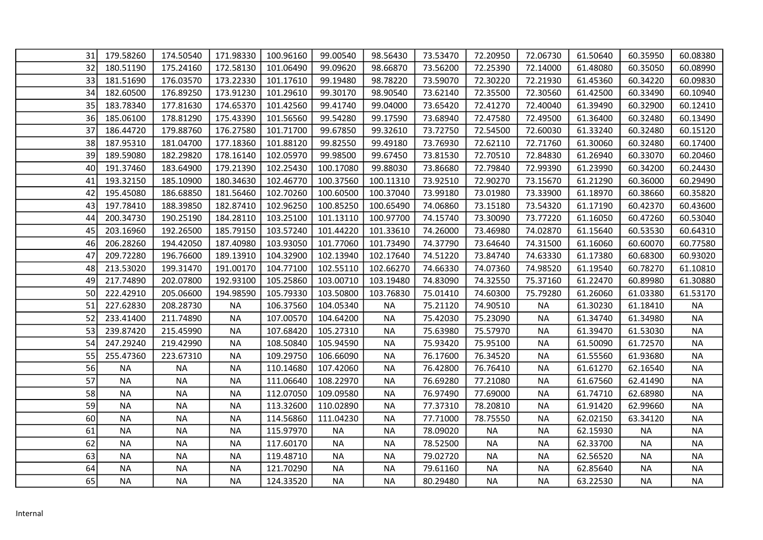| | | | | | | | | | | | | |
|---|---|---|---|---|---|---|---|---|---|---|---|---|
| 31 | 179.58260 | 174.50540 | 171.98330 | 100.96160 | 99.00540 | 98.56430 | 73.53470 | 72.20950 | 72.06730 | 61.50640 | 60.35950 | 60.08380 |
| 32 | 180.51190 | 175.24160 | 172.58130 | 101.06490 | 99.09620 | 98.66870 | 73.56200 | 72.25390 | 72.14000 | 61.48080 | 60.35050 | 60.08990 |
| 33 | 181.51690 | 176.03570 | 173.22330 | 101.17610 | 99.19480 | 98.78220 | 73.59070 | 72.30220 | 72.21930 | 61.45360 | 60.34220 | 60.09830 |
| 34 | 182.60500 | 176.89250 | 173.91230 | 101.29610 | 99.30170 | 98.90540 | 73.62140 | 72.35500 | 72.30560 | 61.42500 | 60.33490 | 60.10940 |
| 35 | 183.78340 | 177.81630 | 174.65370 | 101.42560 | 99.41740 | 99.04000 | 73.65420 | 72.41270 | 72.40040 | 61.39490 | 60.32900 | 60.12410 |
| 36 | 185.06100 | 178.81290 | 175.43390 | 101.56560 | 99.54280 | 99.17590 | 73.68940 | 72.47580 | 72.49500 | 61.36400 | 60.32480 | 60.13490 |
| 37 | 186.44720 | 179.88760 | 176.27580 | 101.71700 | 99.67850 | 99.32610 | 73.72750 | 72.54500 | 72.60030 | 61.33240 | 60.32480 | 60.15120 |
| 38 | 187.95310 | 181.04700 | 177.18360 | 101.88120 | 99.82550 | 99.49180 | 73.76930 | 72.62110 | 72.71760 | 61.30060 | 60.32480 | 60.17400 |
| 39 | 189.59080 | 182.29820 | 178.16140 | 102.05970 | 99.98500 | 99.67450 | 73.81530 | 72.70510 | 72.84830 | 61.26940 | 60.33070 | 60.20460 |
| 40 | 191.37460 | 183.64900 | 179.21390 | 102.25430 | 100.17080 | 99.88030 | 73.86680 | 72.79840 | 72.99390 | 61.23990 | 60.34200 | 60.24430 |
| 41 | 193.32150 | 185.10900 | 180.34630 | 102.46770 | 100.37560 | 100.11310 | 73.92510 | 72.90270 | 73.15670 | 61.21290 | 60.36000 | 60.29490 |
| 42 | 195.45080 | 186.68850 | 181.56460 | 102.70260 | 100.60500 | 100.37040 | 73.99180 | 73.01980 | 73.33900 | 61.18970 | 60.38660 | 60.35820 |
| 43 | 197.78410 | 188.39850 | 182.87410 | 102.96250 | 100.85250 | 100.65490 | 74.06860 | 73.15180 | 73.54320 | 61.17190 | 60.42370 | 60.43600 |
| 44 | 200.34730 | 190.25190 | 184.28110 | 103.25100 | 101.13110 | 100.97700 | 74.15740 | 73.30090 | 73.77220 | 61.16050 | 60.47260 | 60.53040 |
| 45 | 203.16960 | 192.26500 | 185.79150 | 103.57240 | 101.44220 | 101.33610 | 74.26000 | 73.46980 | 74.02870 | 61.15640 | 60.53530 | 60.64310 |
| 46 | 206.28260 | 194.42050 | 187.40980 | 103.93050 | 101.77060 | 101.73490 | 74.37790 | 73.64640 | 74.31500 | 61.16060 | 60.60070 | 60.77580 |
| 47 | 209.72280 | 196.76600 | 189.13910 | 104.32900 | 102.13940 | 102.17640 | 74.51220 | 73.84740 | 74.63330 | 61.17380 | 60.68300 | 60.93020 |
| 48 | 213.53020 | 199.31470 | 191.00170 | 104.77100 | 102.55110 | 102.66270 | 74.66330 | 74.07360 | 74.98520 | 61.19540 | 60.78270 | 61.10810 |
| 49 | 217.74890 | 202.07800 | 192.93100 | 105.25860 | 103.00710 | 103.19480 | 74.83090 | 74.32550 | 75.37160 | 61.22470 | 60.89980 | 61.30880 |
| 50 | 222.42910 | 205.06600 | 194.98590 | 105.79330 | 103.50800 | 103.76830 | 75.01410 | 74.60300 | 75.79280 | 61.26060 | 61.03380 | 61.53170 |
| 51 | 227.62830 | 208.28730 | NA | 106.37560 | 104.05340 | NA | 75.21120 | 74.90510 | NA | 61.30230 | 61.18410 | NA |
| 52 | 233.41400 | 211.74890 | NA | 107.00570 | 104.64200 | NA | 75.42030 | 75.23090 | NA | 61.34740 | 61.34980 | NA |
| 53 | 239.87420 | 215.45990 | NA | 107.68420 | 105.27310 | NA | 75.63980 | 75.57970 | NA | 61.39470 | 61.53030 | NA |
| 54 | 247.29240 | 219.42990 | NA | 108.50840 | 105.94590 | NA | 75.93420 | 75.95100 | NA | 61.50090 | 61.72570 | NA |
| 55 | 255.47360 | 223.67310 | NA | 109.29750 | 106.66090 | NA | 76.17600 | 76.34520 | NA | 61.55560 | 61.93680 | NA |
| 56 | NA | NA | NA | 110.14680 | 107.42060 | NA | 76.42800 | 76.76410 | NA | 61.61270 | 62.16540 | NA |
| 57 | NA | NA | NA | 111.06640 | 108.22970 | NA | 76.69280 | 77.21080 | NA | 61.67560 | 62.41490 | NA |
| 58 | NA | NA | NA | 112.07050 | 109.09580 | NA | 76.97490 | 77.69000 | NA | 61.74710 | 62.68980 | NA |
| 59 | NA | NA | NA | 113.32600 | 110.02890 | NA | 77.37310 | 78.20810 | NA | 61.91420 | 62.99660 | NA |
| 60 | NA | NA | NA | 114.56860 | 111.04230 | NA | 77.71000 | 78.75550 | NA | 62.02150 | 63.34120 | NA |
| 61 | NA | NA | NA | 115.97970 | NA | NA | 78.09020 | NA | NA | 62.15930 | NA | NA |
| 62 | NA | NA | NA | 117.60170 | NA | NA | 78.52500 | NA | NA | 62.33700 | NA | NA |
| 63 | NA | NA | NA | 119.48710 | NA | NA | 79.02720 | NA | NA | 62.56520 | NA | NA |
| 64 | NA | NA | NA | 121.70290 | NA | NA | 79.61160 | NA | NA | 62.85640 | NA | NA |
| 65 | NA | NA | NA | 124.33520 | NA | NA | 80.29480 | NA | NA | 63.22530 | NA | NA |